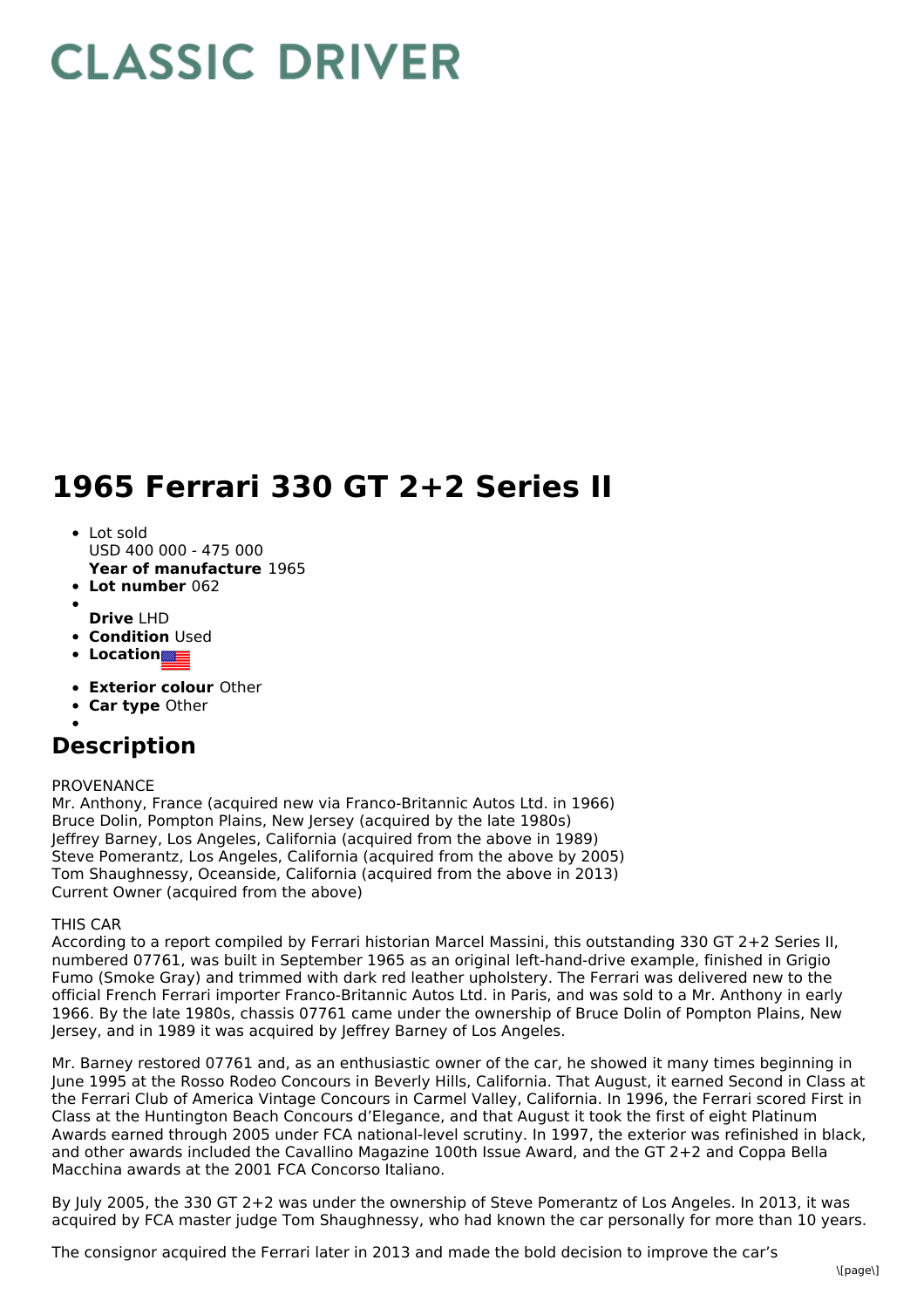# CLASSIC DRIVER

# 1965 Ferrari 330 GT 2+2 Series II

- Lot sold
  USD 400 000 - 475 000
  **Year of manufacture** 1965
- **Lot number** 062
- 
  **Drive** LHD
- **Condition** Used
- **Location**
- **Exterior colour** Other
- **Car type** Other
- 

## Description

PROVENANCE
Mr. Anthony, France (acquired new via Franco-Britannic Autos Ltd. in 1966)
Bruce Dolin, Pompton Plains, New Jersey (acquired by the late 1980s)
Jeffrey Barney, Los Angeles, California (acquired from the above in 1989)
Steve Pomerantz, Los Angeles, California (acquired from the above by 2005)
Tom Shaughnessy, Oceanside, California (acquired from the above in 2013)
Current Owner (acquired from the above)

THIS CAR
According to a report compiled by Ferrari historian Marcel Massini, this outstanding 330 GT 2+2 Series II, numbered 07761, was built in September 1965 as an original left-hand-drive example, finished in Grigio Fumo (Smoke Gray) and trimmed with dark red leather upholstery. The Ferrari was delivered new to the official French Ferrari importer Franco-Britannic Autos Ltd. in Paris, and was sold to a Mr. Anthony in early 1966. By the late 1980s, chassis 07761 came under the ownership of Bruce Dolin of Pompton Plains, New Jersey, and in 1989 it was acquired by Jeffrey Barney of Los Angeles.

Mr. Barney restored 07761 and, as an enthusiastic owner of the car, he showed it many times beginning in June 1995 at the Rosso Rodeo Concours in Beverly Hills, California. That August, it earned Second in Class at the Ferrari Club of America Vintage Concours in Carmel Valley, California. In 1996, the Ferrari scored First in Class at the Huntington Beach Concours d'Elegance, and that August it took the first of eight Platinum Awards earned through 2005 under FCA national-level scrutiny. In 1997, the exterior was refinished in black, and other awards included the Cavallino Magazine 100th Issue Award, and the GT 2+2 and Coppa Bella Macchina awards at the 2001 FCA Concorso Italiano.

By July 2005, the 330 GT 2+2 was under the ownership of Steve Pomerantz of Los Angeles. In 2013, it was acquired by FCA master judge Tom Shaughnessy, who had known the car personally for more than 10 years.

The consignor acquired the Ferrari later in 2013 and made the bold decision to improve the car's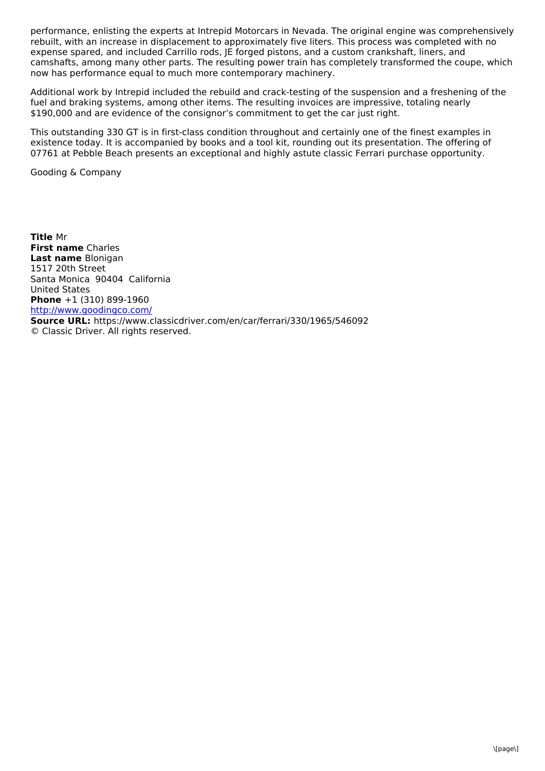performance, enlisting the experts at Intrepid Motorcars in Nevada. The original engine was comprehensively rebuilt, with an increase in displacement to approximately five liters. This process was completed with no expense spared, and included Carrillo rods, JE forged pistons, and a custom crankshaft, liners, and camshafts, among many other parts. The resulting power train has completely transformed the coupe, which now has performance equal to much more contemporary machinery.

Additional work by Intrepid included the rebuild and crack-testing of the suspension and a freshening of the fuel and braking systems, among other items. The resulting invoices are impressive, totaling nearly $190,000 and are evidence of the consignor's commitment to get the car just right.

This outstanding 330 GT is in first-class condition throughout and certainly one of the finest examples in existence today. It is accompanied by books and a tool kit, rounding out its presentation. The offering of 07761 at Pebble Beach presents an exceptional and highly astute classic Ferrari purchase opportunity.

Gooding & Company

**Title** Mr
**First name** Charles
**Last name** Blonigan
1517 20th Street
Santa Monica 90404 California
United States
**Phone** +1 (310) 899-1960
[http://www.goodingco.com/](http://www.goodingco.com/)
**Source URL:** https://www.classicdriver.com/en/car/ferrari/330/1965/546092
© Classic Driver. All rights reserved.